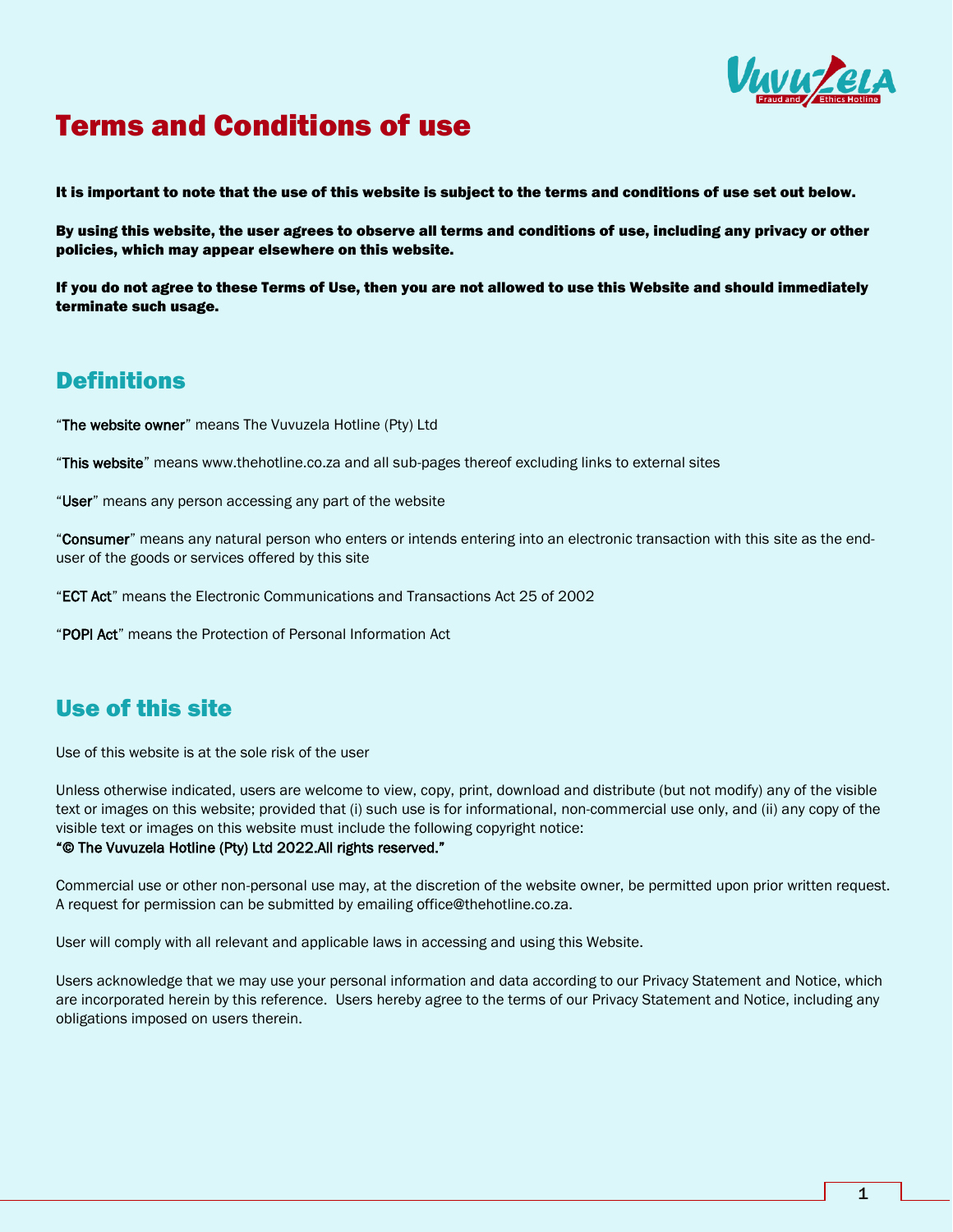# Terms and Conditions of use

**It is important to note that the use of this website is subject to the terms and conditions of use set out below.**

**By using this website, the user agrees to observe all terms and conditions of use, including any privacy or other policies, which may appear elsewhere on this website.**

**If you do not agree to these Terms of Use, then you are not allowed to use this Website and should immediately terminate such usage.**

## Definitions

"**The website owner**" means The Vuvuzela Hotline (Pty) Ltd

"**This website**" means www.thehotline.co.za and all sub-pages thereof excluding links to external sites

"**User**" means any person accessing any part of the website

"**Consumer**" means any natural person who enters or intends entering into an electronic transaction with this site as the end-user of the goods or services offered by this site

"**ECT Act**" means the Electronic Communications and Transactions Act 25 of 2002

"**POPI Act**" means the Protection of Personal Information Act

## Use of this site

Use of this website is at the sole risk of the user

Unless otherwise indicated, users are welcome to view, copy, print, download and distribute (but not modify) any of the visible text or images on this website; provided that (i) such use is for informational, non-commercial use only, and (ii) any copy of the visible text or images on this website must include the following copyright notice:
**"© The Vuvuzela Hotline (Pty) Ltd 2022.All rights reserved."**

Commercial use or other non-personal use may, at the discretion of the website owner, be permitted upon prior written request. A request for permission can be submitted by emailing office@thehotline.co.za.

User will comply with all relevant and applicable laws in accessing and using this Website.

Users acknowledge that we may use your personal information and data according to our Privacy Statement and Notice, which are incorporated herein by this reference. Users hereby agree to the terms of our Privacy Statement and Notice, including any obligations imposed on users therein.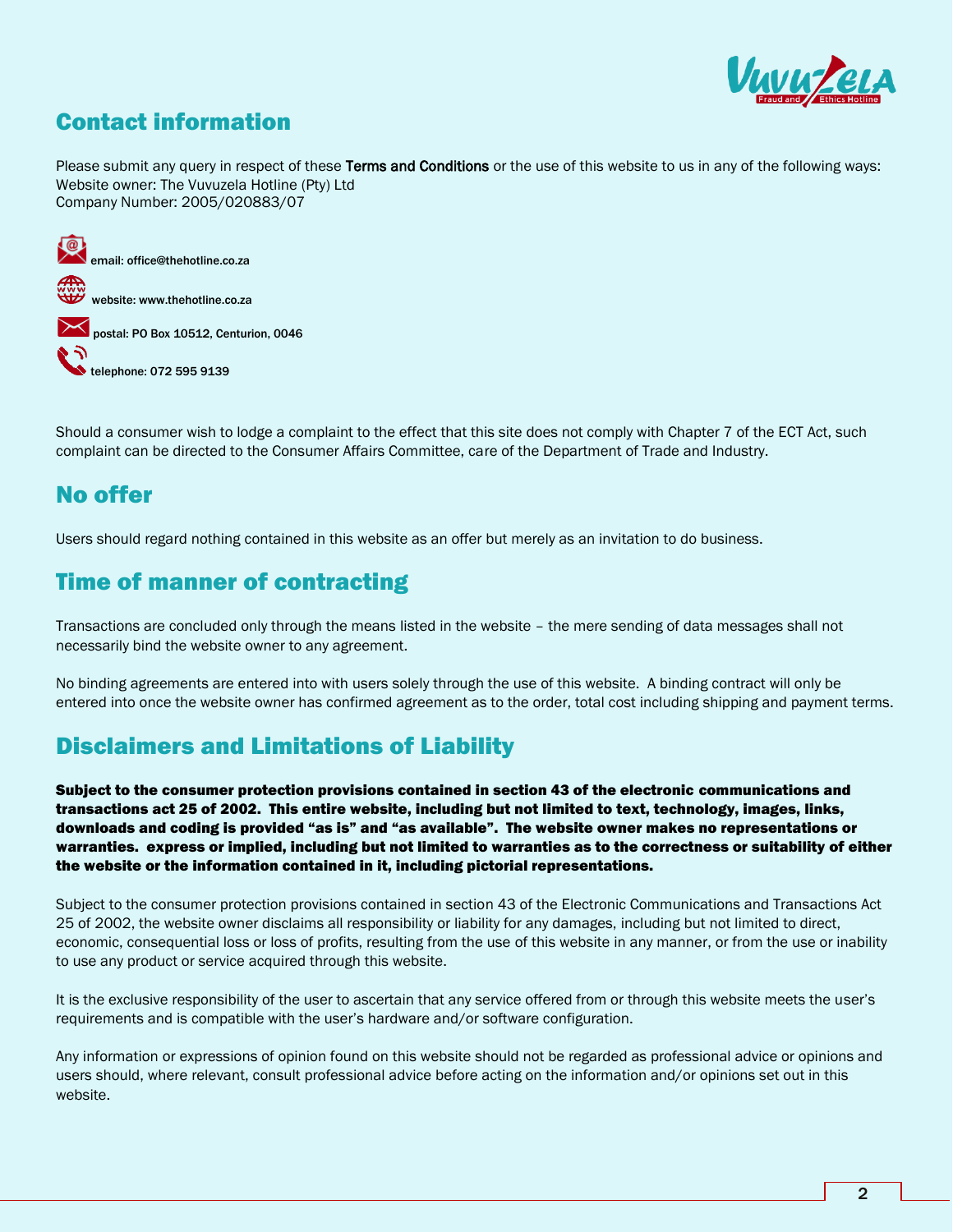## Contact information

Please submit any query in respect of these **Terms and Conditions** or the use of this website to us in any of the following ways:
Website owner: The Vuvuzela Hotline (Pty) Ltd
Company Number: 2005/020883/07

email: office@thehotline.co.za

website: www.thehotline.co.za

postal: PO Box 10512, Centurion, 0046

telephone: 072 595 9139

Should a consumer wish to lodge a complaint to the effect that this site does not comply with Chapter 7 of the ECT Act, such complaint can be directed to the Consumer Affairs Committee, care of the Department of Trade and Industry.

## No offer

Users should regard nothing contained in this website as an offer but merely as an invitation to do business.

## Time of manner of contracting

Transactions are concluded only through the means listed in the website – the mere sending of data messages shall not necessarily bind the website owner to any agreement.

No binding agreements are entered into with users solely through the use of this website. A binding contract will only be entered into once the website owner has confirmed agreement as to the order, total cost including shipping and payment terms.

## Disclaimers and Limitations of Liability

**Subject to the consumer protection provisions contained in section 43 of the electronic communications and transactions act 25 of 2002. This entire website, including but not limited to text, technology, images, links, downloads and coding is provided "as is" and "as available". The website owner makes no representations or warranties. express or implied, including but not limited to warranties as to the correctness or suitability of either the website or the information contained in it, including pictorial representations.**

Subject to the consumer protection provisions contained in section 43 of the Electronic Communications and Transactions Act 25 of 2002, the website owner disclaims all responsibility or liability for any damages, including but not limited to direct, economic, consequential loss or loss of profits, resulting from the use of this website in any manner, or from the use or inability to use any product or service acquired through this website.

It is the exclusive responsibility of the user to ascertain that any service offered from or through this website meets the user's requirements and is compatible with the user's hardware and/or software configuration.

Any information or expressions of opinion found on this website should not be regarded as professional advice or opinions and users should, where relevant, consult professional advice before acting on the information and/or opinions set out in this website.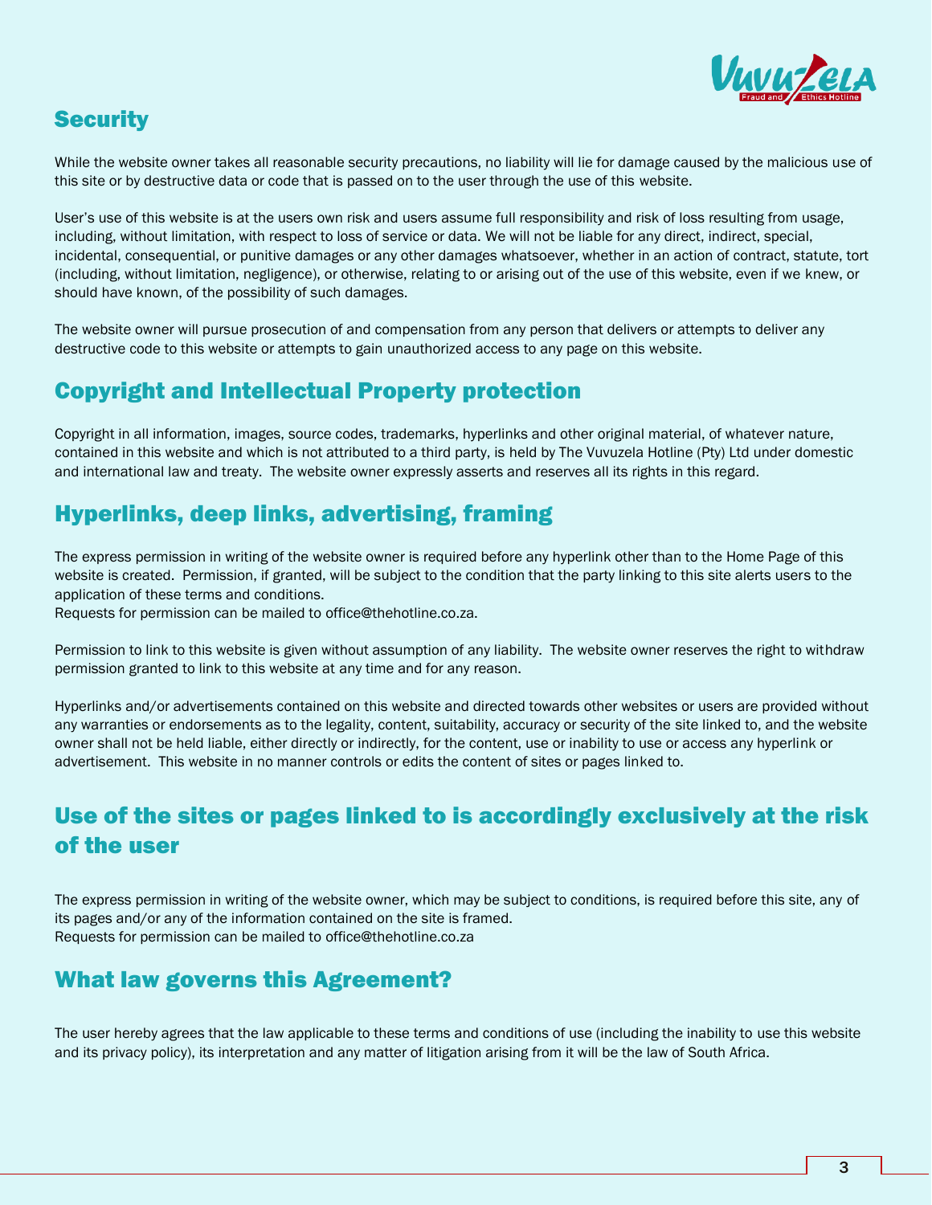## Security

While the website owner takes all reasonable security precautions, no liability will lie for damage caused by the malicious use of this site or by destructive data or code that is passed on to the user through the use of this website.

User's use of this website is at the users own risk and users assume full responsibility and risk of loss resulting from usage, including, without limitation, with respect to loss of service or data. We will not be liable for any direct, indirect, special, incidental, consequential, or punitive damages or any other damages whatsoever, whether in an action of contract, statute, tort (including, without limitation, negligence), or otherwise, relating to or arising out of the use of this website, even if we knew, or should have known, of the possibility of such damages.

The website owner will pursue prosecution of and compensation from any person that delivers or attempts to deliver any destructive code to this website or attempts to gain unauthorized access to any page on this website.

## Copyright and Intellectual Property protection

Copyright in all information, images, source codes, trademarks, hyperlinks and other original material, of whatever nature, contained in this website and which is not attributed to a third party, is held by The Vuvuzela Hotline (Pty) Ltd under domestic and international law and treaty. The website owner expressly asserts and reserves all its rights in this regard.

## Hyperlinks, deep links, advertising, framing

The express permission in writing of the website owner is required before any hyperlink other than to the Home Page of this website is created. Permission, if granted, will be subject to the condition that the party linking to this site alerts users to the application of these terms and conditions.
Requests for permission can be mailed to office@thehotline.co.za.

Permission to link to this website is given without assumption of any liability. The website owner reserves the right to withdraw permission granted to link to this website at any time and for any reason.

Hyperlinks and/or advertisements contained on this website and directed towards other websites or users are provided without any warranties or endorsements as to the legality, content, suitability, accuracy or security of the site linked to, and the website owner shall not be held liable, either directly or indirectly, for the content, use or inability to use or access any hyperlink or advertisement. This website in no manner controls or edits the content of sites or pages linked to.

## Use of the sites or pages linked to is accordingly exclusively at the risk of the user

The express permission in writing of the website owner, which may be subject to conditions, is required before this site, any of its pages and/or any of the information contained on the site is framed.
Requests for permission can be mailed to office@thehotline.co.za

## What law governs this Agreement?

The user hereby agrees that the law applicable to these terms and conditions of use (including the inability to use this website and its privacy policy), its interpretation and any matter of litigation arising from it will be the law of South Africa.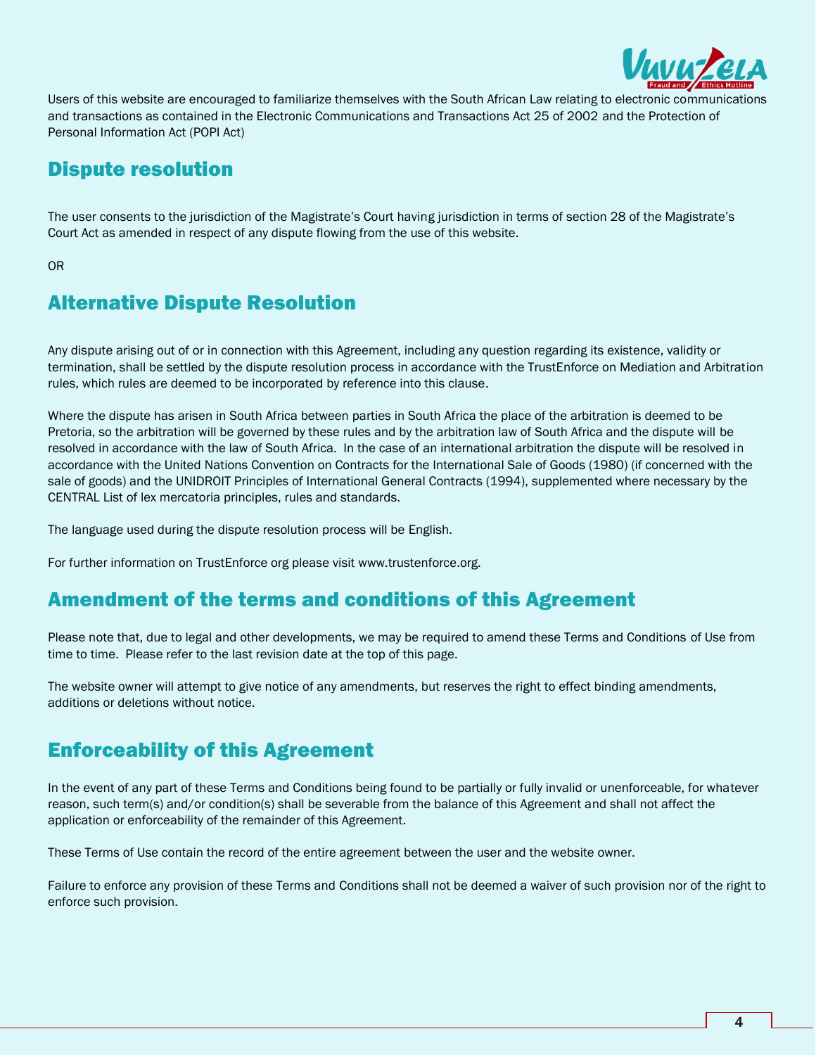Users of this website are encouraged to familiarize themselves with the South African Law relating to electronic communications and transactions as contained in the Electronic Communications and Transactions Act 25 of 2002 and the Protection of Personal Information Act (POPI Act)

## Dispute resolution

The user consents to the jurisdiction of the Magistrate's Court having jurisdiction in terms of section 28 of the Magistrate's Court Act as amended in respect of any dispute flowing from the use of this website.

OR

## Alternative Dispute Resolution

Any dispute arising out of or in connection with this Agreement, including any question regarding its existence, validity or termination, shall be settled by the dispute resolution process in accordance with the TrustEnforce on Mediation and Arbitration rules, which rules are deemed to be incorporated by reference into this clause.

Where the dispute has arisen in South Africa between parties in South Africa the place of the arbitration is deemed to be Pretoria, so the arbitration will be governed by these rules and by the arbitration law of South Africa and the dispute will be resolved in accordance with the law of South Africa. In the case of an international arbitration the dispute will be resolved in accordance with the United Nations Convention on Contracts for the International Sale of Goods (1980) (if concerned with the sale of goods) and the UNIDROIT Principles of International General Contracts (1994), supplemented where necessary by the CENTRAL List of lex mercatoria principles, rules and standards.

The language used during the dispute resolution process will be English.

For further information on TrustEnforce org please visit www.trustenforce.org.

## Amendment of the terms and conditions of this Agreement

Please note that, due to legal and other developments, we may be required to amend these Terms and Conditions of Use from time to time. Please refer to the last revision date at the top of this page.

The website owner will attempt to give notice of any amendments, but reserves the right to effect binding amendments, additions or deletions without notice.

## Enforceability of this Agreement

In the event of any part of these Terms and Conditions being found to be partially or fully invalid or unenforceable, for whatever reason, such term(s) and/or condition(s) shall be severable from the balance of this Agreement and shall not affect the application or enforceability of the remainder of this Agreement.

These Terms of Use contain the record of the entire agreement between the user and the website owner.

Failure to enforce any provision of these Terms and Conditions shall not be deemed a waiver of such provision nor of the right to enforce such provision.